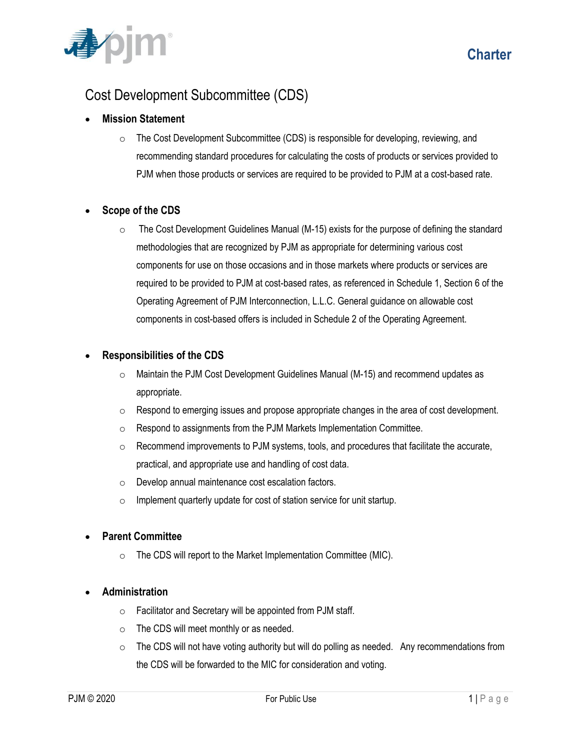# Charter

## Cost Development Subcommittee (CDS)

- **Mission Statement**
  - The Cost Development Subcommittee (CDS) is responsible for developing, reviewing, and recommending standard procedures for calculating the costs of products or services provided to PJM when those products or services are required to be provided to PJM at a cost-based rate.

- **Scope of the CDS**
  - The Cost Development Guidelines Manual (M-15) exists for the purpose of defining the standard methodologies that are recognized by PJM as appropriate for determining various cost components for use on those occasions and in those markets where products or services are required to be provided to PJM at cost-based rates, as referenced in Schedule 1, Section 6 of the Operating Agreement of PJM Interconnection, L.L.C. General guidance on allowable cost components in cost-based offers is included in Schedule 2 of the Operating Agreement.

- **Responsibilities of the CDS**
  - Maintain the PJM Cost Development Guidelines Manual (M-15) and recommend updates as appropriate.
  - Respond to emerging issues and propose appropriate changes in the area of cost development.
  - Respond to assignments from the PJM Markets Implementation Committee.
  - Recommend improvements to PJM systems, tools, and procedures that facilitate the accurate, practical, and appropriate use and handling of cost data.
  - Develop annual maintenance cost escalation factors.
  - Implement quarterly update for cost of station service for unit startup.

- **Parent Committee**
  - The CDS will report to the Market Implementation Committee (MIC).

- **Administration**
  - Facilitator and Secretary will be appointed from PJM staff.
  - The CDS will meet monthly or as needed.
  - The CDS will not have voting authority but will do polling as needed. Any recommendations from the CDS will be forwarded to the MIC for consideration and voting.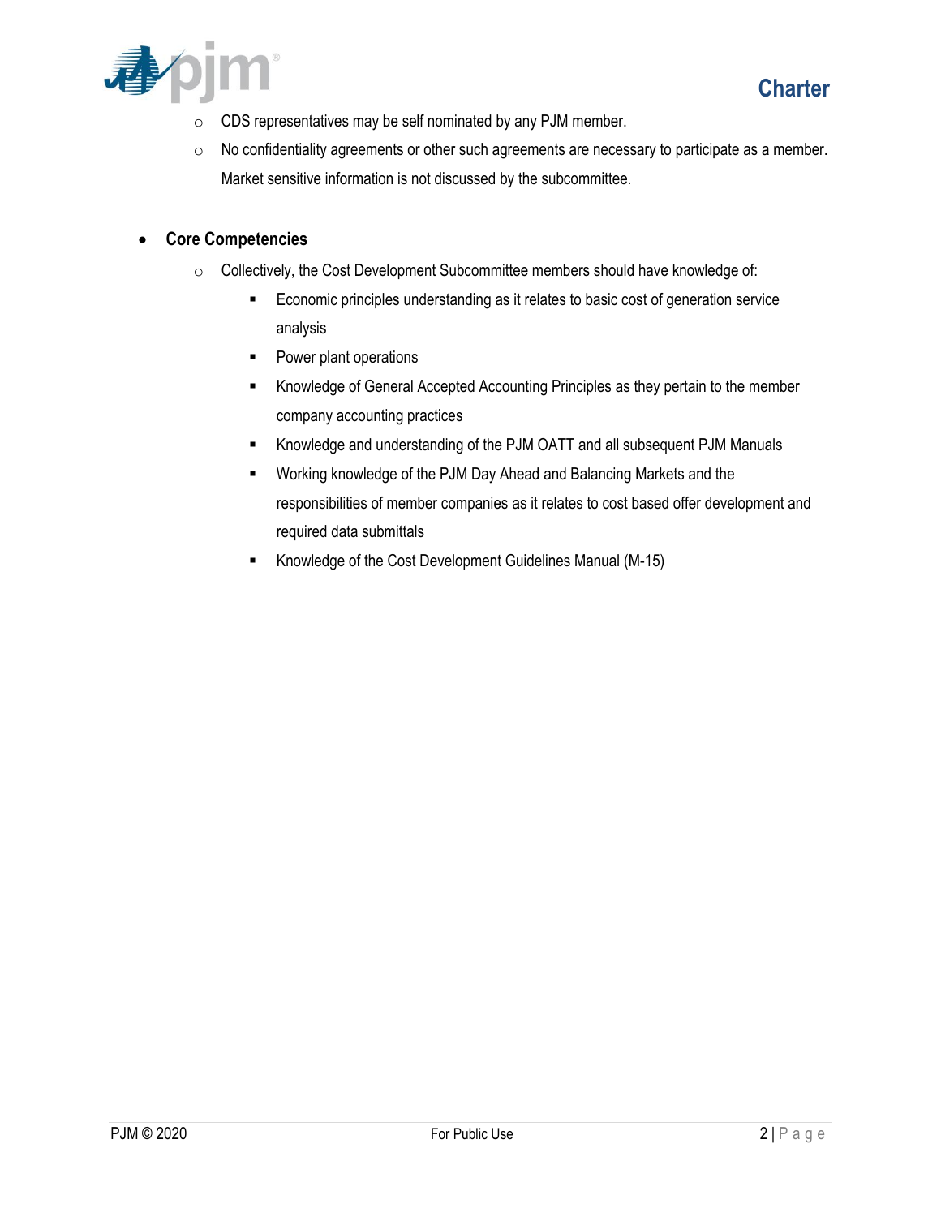- CDS representatives may be self nominated by any PJM member.
  - No confidentiality agreements or other such agreements are necessary to participate as a member. Market sensitive information is not discussed by the subcommittee.

- **Core Competencies**
  - Collectively, the Cost Development Subcommittee members should have knowledge of:
    - Economic principles understanding as it relates to basic cost of generation service analysis
    - Power plant operations
    - Knowledge of General Accepted Accounting Principles as they pertain to the member company accounting practices
    - Knowledge and understanding of the PJM OATT and all subsequent PJM Manuals
    - Working knowledge of the PJM Day Ahead and Balancing Markets and the responsibilities of member companies as it relates to cost based offer development and required data submittals
    - Knowledge of the Cost Development Guidelines Manual (M-15)